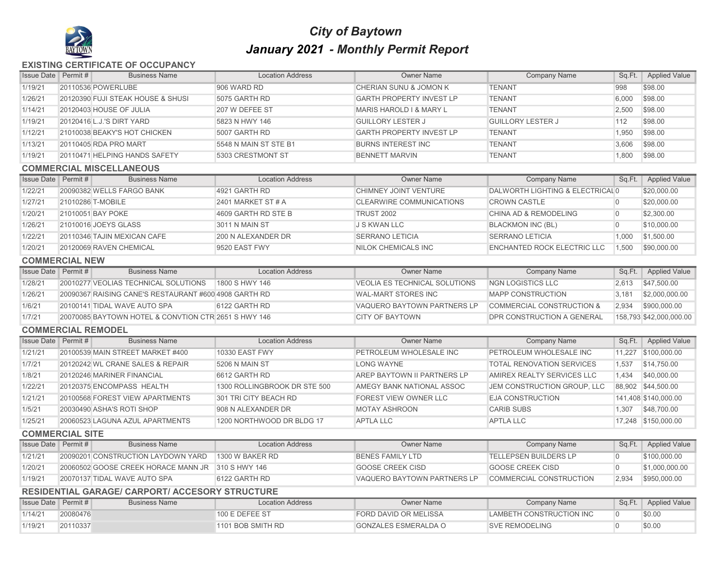# City of Baytown

## January 2021 - Monthly Permit Report

### EXISTING CERTIFICATE OF OCCUPANCY

| Issue Date | Permit # | Business Name | Location Address | Owner Name | Company Name | Sq.Ft. | Applied Value |
|---|---|---|---|---|---|---|---|
| 1/19/21 | 20110536 | POWERLUBE | 906 WARD RD | CHERIAN SUNU & JOMON K | TENANT | 998 | $98.00 |
| 1/26/21 | 20120390 | FUJI STEAK HOUSE & SHUSI | 5075 GARTH RD | GARTH PROPERTY INVEST LP | TENANT | 6,000 | $98.00 |
| 1/14/21 | 20120403 | HOUSE OF JULIA | 207 W DEFEE ST | MARIS HAROLD I & MARY L | TENANT | 2,500 | $98.00 |
| 1/19/21 | 20120416 | L.J.'S DIRT YARD | 5823 N HWY 146 | GUILLORY LESTER J | GUILLORY LESTER J | 112 | $98.00 |
| 1/12/21 | 21010038 | BEAKY'S HOT CHICKEN | 5007 GARTH RD | GARTH PROPERTY INVEST LP | TENANT | 1,950 | $98.00 |
| 1/13/21 | 20110405 | RDA PRO MART | 5548 N MAIN ST STE B1 | BURNS INTEREST INC | TENANT | 3,606 | $98.00 |
| 1/19/21 | 20110471 | HELPING HANDS SAFETY | 5303 CRESTMONT ST | BENNETT MARVIN | TENANT | 1,800 | $98.00 |

### COMMERCIAL MISCELLANEOUS

| Issue Date | Permit # | Business Name | Location Address | Owner Name | Company Name | Sq.Ft. | Applied Value |
|---|---|---|---|---|---|---|---|
| 1/22/21 | 20090382 | WELLS FARGO BANK | 4921 GARTH RD | CHIMNEY JOINT VENTURE | DALWORTH LIGHTING & ELECTRICAL | 0 | $20,000.00 |
| 1/27/21 | 21010286 | T-MOBILE | 2401 MARKET ST # A | CLEARWIRE COMMUNICATIONS | CROWN CASTLE | 0 | $20,000.00 |
| 1/20/21 | 21010051 | BAY POKE | 4609 GARTH RD STE B | TRUST 2002 | CHINA AD & REMODELING | 0 | $2,300.00 |
| 1/26/21 | 21010016 | JOEYS GLASS | 3011 N MAIN ST | J S KWAN LLC | BLACKMON INC (BL) | 0 | $10,000.00 |
| 1/22/21 | 20110346 | TAJIN MEXICAN CAFE | 200 N ALEXANDER DR | SERRANO LETICIA | SERRANO LETICIA | 1,000 | $1,500.00 |
| 1/20/21 | 20120069 | RAVEN CHEMICAL | 9520 EAST FWY | NILOK CHEMICALS INC | ENCHANTED ROCK ELECTRIC LLC | 1,500 | $90,000.00 |

### COMMERCIAL NEW

| Issue Date | Permit # | Business Name | Location Address | Owner Name | Company Name | Sq.Ft. | Applied Value |
|---|---|---|---|---|---|---|---|
| 1/28/21 | 20010277 | VEOLIAS TECHNICAL SOLUTIONS | 1800 S HWY 146 | VEOLIA ES TECHNICAL SOLUTIONS | NGN LOGISTICS LLC | 2,613 | $47,500.00 |
| 1/26/21 | 20090367 | RAISING CANE'S RESTAURANT #600 | 4908 GARTH RD | WAL-MART STORES INC | MAPP CONSTRUCTION | 3,181 | $2,000,000.00 |
| 1/6/21 | 20100141 | TIDAL WAVE AUTO SPA | 6122 GARTH RD | VAQUERO BAYTOWN PARTNERS LP | COMMERCIAL CONSTRUCTION & | 2,934 | $900,000.00 |
| 1/7/21 | 20070085 | BAYTOWN HOTEL & CONVTION CTR | 2651 S HWY 146 | CITY OF BAYTOWN | DPR CONSTRUCTION A GENERAL | 158,793 | $42,000,000.00 |

### COMMERCIAL REMODEL

| Issue Date | Permit # | Business Name | Location Address | Owner Name | Company Name | Sq.Ft. | Applied Value |
|---|---|---|---|---|---|---|---|
| 1/21/21 | 20100539 | MAIN STREET MARKET #400 | 10330 EAST FWY | PETROLEUM WHOLESALE INC | PETROLEUM WHOLESALE INC | 11,227 | $100,000.00 |
| 1/7/21 | 20120242 | WL CRANE SALES & REPAIR | 5206 N MAIN ST | LONG WAYNE | TOTAL RENOVATION SERVICES | 1,537 | $14,750.00 |
| 1/8/21 | 20120246 | MARINER FINANCIAL | 6612 GARTH RD | AREP BAYTOWN II PARTNERS LP | AMIREX REALTY SERVICES LLC | 1,434 | $40,000.00 |
| 1/22/21 | 20120375 | ENCOMPASS HEALTH | 1300 ROLLINGBROOK DR STE 500 | AMEGY BANK NATIONAL ASSOC | JEM CONSTRUCTION GROUP, LLC | 88,902 | $44,500.00 |
| 1/21/21 | 20100568 | FOREST VIEW APARTMENTS | 301 TRI CITY BEACH RD | FOREST VIEW OWNER LLC | EJA CONSTRUCTION | 141,408 | $140,000.00 |
| 1/5/21 | 20030490 | ASHA'S ROTI SHOP | 908 N ALEXANDER DR | MOTAY ASHROON | CARIB SUBS | 1,307 | $48,700.00 |
| 1/25/21 | 20060523 | LAGUNA AZUL APARTMENTS | 1200 NORTHWOOD DR BLDG 17 | APTLA LLC | APTLA LLC | 17,248 | $150,000.00 |

### COMMERCIAL SITE

| Issue Date | Permit # | Business Name | Location Address | Owner Name | Company Name | Sq.Ft. | Applied Value |
|---|---|---|---|---|---|---|---|
| 1/21/21 | 20090201 | CONSTRUCTION LAYDOWN YARD | 1300 W BAKER RD | BENES FAMILY LTD | TELLEPSEN BUILDERS LP | 0 | $100,000.00 |
| 1/20/21 | 20060502 | GOOSE CREEK HORACE MANN JR | 310 S HWY 146 | GOOSE CREEK CISD | GOOSE CREEK CISD | 0 | $1,000,000.00 |
| 1/19/21 | 20070137 | TIDAL WAVE AUTO SPA | 6122 GARTH RD | VAQUERO BAYTOWN PARTNERS LP | COMMERCIAL CONSTRUCTION | 2,934 | $950,000.00 |

### RESIDENTIAL GARAGE/ CARPORT/ ACCESORY STRUCTURE

| Issue Date | Permit # | Business Name | Location Address | Owner Name | Company Name | Sq.Ft. | Applied Value |
|---|---|---|---|---|---|---|---|
| 1/14/21 | 20080476 | | 100 E DEFEE ST | FORD DAVID OR MELISSA | LAMBETH CONSTRUCTION INC | 0 | $0.00 |
| 1/19/21 | 20110337 | | 1101 BOB SMITH RD | GONZALES ESMERALDA O | SVE REMODELING | 0 | $0.00 |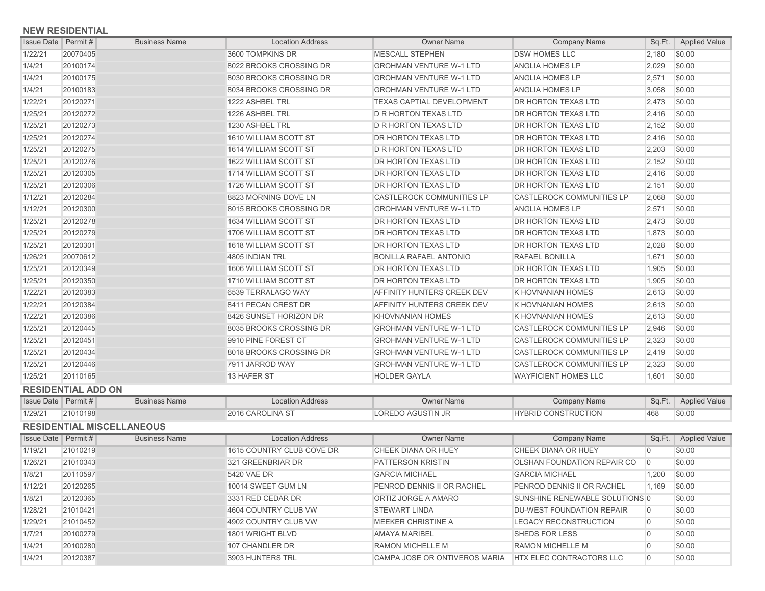## NEW RESIDENTIAL

| Issue Date | Permit # | Business Name | Location Address | Owner Name | Company Name | Sq.Ft. | Applied Value |
|---|---|---|---|---|---|---|---|
| 1/22/21 | 20070405 | | 3600 TOMPKINS DR | MESCALL STEPHEN | DSW HOMES LLC | 2,180 | $0.00 |
| 1/4/21 | 20100174 | | 8022 BROOKS CROSSING DR | GROHMAN VENTURE W-1 LTD | ANGLIA HOMES LP | 2,029 | $0.00 |
| 1/4/21 | 20100175 | | 8030 BROOKS CROSSING DR | GROHMAN VENTURE W-1 LTD | ANGLIA HOMES LP | 2,571 | $0.00 |
| 1/4/21 | 20100183 | | 8034 BROOKS CROSSING DR | GROHMAN VENTURE W-1 LTD | ANGLIA HOMES LP | 3,058 | $0.00 |
| 1/22/21 | 20120271 | | 1222 ASHBEL TRL | TEXAS CAPTIAL DEVELOPMENT | DR HORTON TEXAS LTD | 2,473 | $0.00 |
| 1/25/21 | 20120272 | | 1226 ASHBEL TRL | D R HORTON TEXAS LTD | DR HORTON TEXAS LTD | 2,416 | $0.00 |
| 1/25/21 | 20120273 | | 1230 ASHBEL TRL | D R HORTON TEXAS LTD | DR HORTON TEXAS LTD | 2,152 | $0.00 |
| 1/25/21 | 20120274 | | 1610 WILLIAM SCOTT ST | DR HORTON TEXAS LTD | DR HORTON TEXAS LTD | 2,416 | $0.00 |
| 1/25/21 | 20120275 | | 1614 WILLIAM SCOTT ST | D R HORTON TEXAS LTD | DR HORTON TEXAS LTD | 2,203 | $0.00 |
| 1/25/21 | 20120276 | | 1622 WILLIAM SCOTT ST | DR HORTON TEXAS LTD | DR HORTON TEXAS LTD | 2,152 | $0.00 |
| 1/25/21 | 20120305 | | 1714 WILLIAM SCOTT ST | DR HORTON TEXAS LTD | DR HORTON TEXAS LTD | 2,416 | $0.00 |
| 1/25/21 | 20120306 | | 1726 WILLIAM SCOTT ST | DR HORTON TEXAS LTD | DR HORTON TEXAS LTD | 2,151 | $0.00 |
| 1/12/21 | 20120284 | | 8823 MORNING DOVE LN | CASTLEROCK COMMUNITIES LP | CASTLEROCK COMMUNITIES LP | 2,068 | $0.00 |
| 1/12/21 | 20120300 | | 8015 BROOKS CROSSING DR | GROHMAN VENTURE W-1 LTD | ANGLIA HOMES LP | 2,571 | $0.00 |
| 1/25/21 | 20120278 | | 1634 WILLIAM SCOTT ST | DR HORTON TEXAS LTD | DR HORTON TEXAS LTD | 2,473 | $0.00 |
| 1/25/21 | 20120279 | | 1706 WILLIAM SCOTT ST | DR HORTON TEXAS LTD | DR HORTON TEXAS LTD | 1,873 | $0.00 |
| 1/25/21 | 20120301 | | 1618 WILLIAM SCOTT ST | DR HORTON TEXAS LTD | DR HORTON TEXAS LTD | 2,028 | $0.00 |
| 1/26/21 | 20070612 | | 4805 INDIAN TRL | BONILLA RAFAEL ANTONIO | RAFAEL BONILLA | 1,671 | $0.00 |
| 1/25/21 | 20120349 | | 1606 WILLIAM SCOTT ST | DR HORTON TEXAS LTD | DR HORTON TEXAS LTD | 1,905 | $0.00 |
| 1/25/21 | 20120350 | | 1710 WILLIAM SCOTT ST | DR HORTON TEXAS LTD | DR HORTON TEXAS LTD | 1,905 | $0.00 |
| 1/22/21 | 20120383 | | 6539 TERRALAGO WAY | AFFINITY HUNTERS CREEK DEV | K HOVNANIAN HOMES | 2,613 | $0.00 |
| 1/22/21 | 20120384 | | 8411 PECAN CREST DR | AFFINITY HUNTERS CREEK DEV | K HOVNANIAN HOMES | 2,613 | $0.00 |
| 1/22/21 | 20120386 | | 8426 SUNSET HORIZON DR | KHOVNANIAN HOMES | K HOVNANIAN HOMES | 2,613 | $0.00 |
| 1/25/21 | 20120445 | | 8035 BROOKS CROSSING DR | GROHMAN VENTURE W-1 LTD | CASTLEROCK COMMUNITIES LP | 2,946 | $0.00 |
| 1/25/21 | 20120451 | | 9910 PINE FOREST CT | GROHMAN VENTURE W-1 LTD | CASTLEROCK COMMUNITIES LP | 2,323 | $0.00 |
| 1/25/21 | 20120434 | | 8018 BROOKS CROSSING DR | GROHMAN VENTURE W-1 LTD | CASTLEROCK COMMUNITIES LP | 2,419 | $0.00 |
| 1/25/21 | 20120446 | | 7911 JARROD WAY | GROHMAN VENTURE W-1 LTD | CASTLEROCK COMMUNITIES LP | 2,323 | $0.00 |
| 1/25/21 | 20110165 | | 13 HAFER ST | HOLDER GAYLA | WAYFICIENT HOMES LLC | 1,601 | $0.00 |

## RESIDENTIAL ADD ON

| Issue Date | Permit # | Business Name | Location Address | Owner Name | Company Name | Sq.Ft. | Applied Value |
|---|---|---|---|---|---|---|---|
| 1/29/21 | 21010198 | | 2016 CAROLINA ST | LOREDO AGUSTIN JR | HYBRID CONSTRUCTION | 468 | $0.00 |

## RESIDENTIAL MISCELLANEOUS

| Issue Date | Permit # | Business Name | Location Address | Owner Name | Company Name | Sq.Ft. | Applied Value |
|---|---|---|---|---|---|---|---|
| 1/19/21 | 21010219 | | 1615 COUNTRY CLUB COVE DR | CHEEK DIANA OR HUEY | CHEEK DIANA OR HUEY | 0 | $0.00 |
| 1/26/21 | 21010343 | | 321 GREENBRIAR DR | PATTERSON KRISTIN | OLSHAN FOUNDATION REPAIR CO | 0 | $0.00 |
| 1/8/21 | 20110597 | | 5420 VAE DR | GARCIA MICHAEL | GARCIA MICHAEL | 1,200 | $0.00 |
| 1/12/21 | 20120265 | | 10014 SWEET GUM LN | PENROD DENNIS II OR RACHEL | PENROD DENNIS II OR RACHEL | 1,169 | $0.00 |
| 1/8/21 | 20120365 | | 3331 RED CEDAR DR | ORTIZ JORGE A AMARO | SUNSHINE RENEWABLE SOLUTIONS | 0 | $0.00 |
| 1/28/21 | 21010421 | | 4604 COUNTRY CLUB VW | STEWART LINDA | DU-WEST FOUNDATION REPAIR | 0 | $0.00 |
| 1/29/21 | 21010452 | | 4902 COUNTRY CLUB VW | MEEKER CHRISTINE A | LEGACY RECONSTRUCTION | 0 | $0.00 |
| 1/7/21 | 20100279 | | 1801 WRIGHT BLVD | AMAYA MARIBEL | SHEDS FOR LESS | 0 | $0.00 |
| 1/4/21 | 20100280 | | 107 CHANDLER DR | RAMON MICHELLE M | RAMON MICHELLE M | 0 | $0.00 |
| 1/4/21 | 20120387 | | 3903 HUNTERS TRL | CAMPA JOSE OR ONTIVEROS MARIA | HTX ELEC CONTRACTORS LLC | 0 | $0.00 |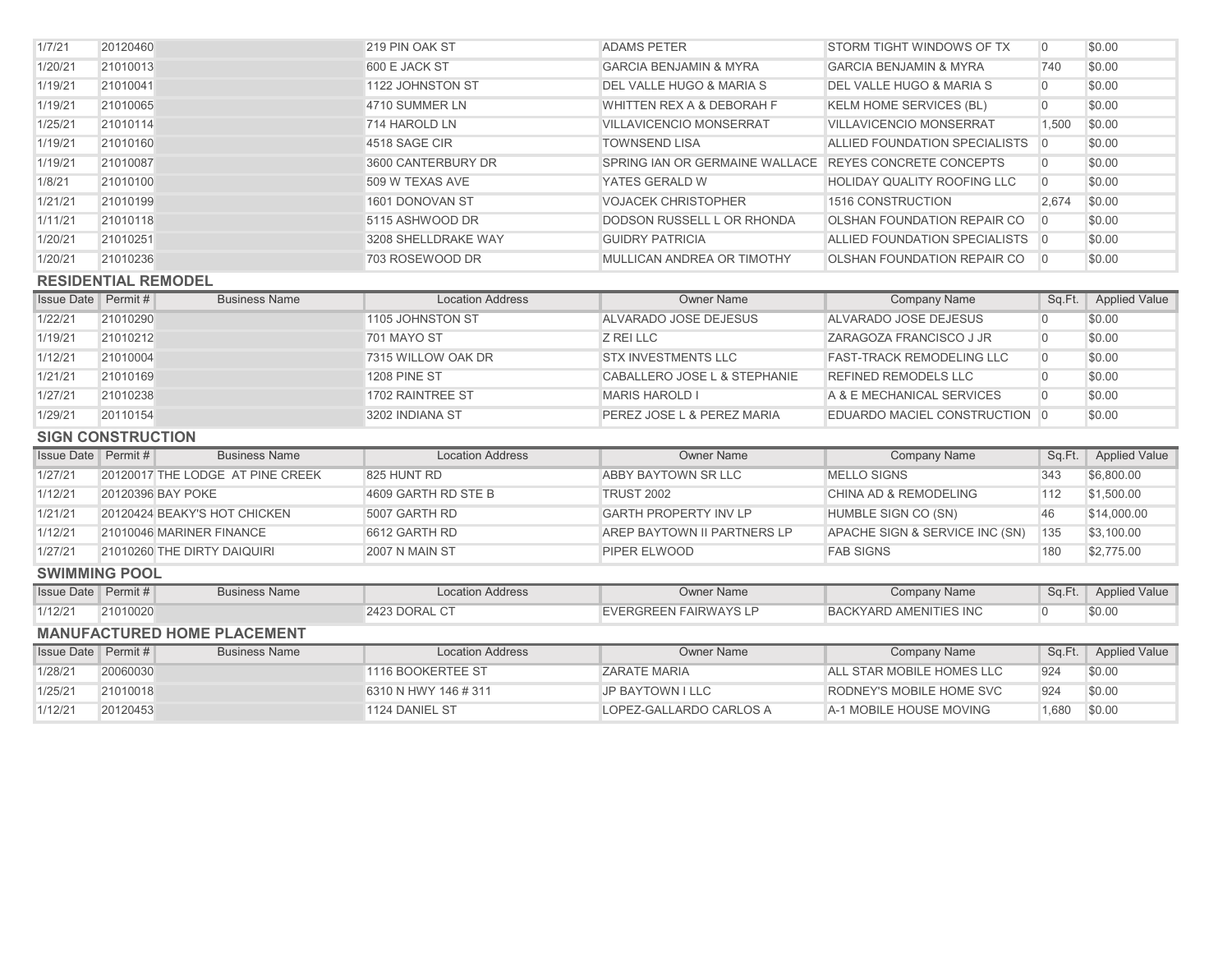| | | | | | | | |
|---|---|---|---|---|---|---|---|
| 1/7/21 | 20120460 | | 219 PIN OAK ST | ADAMS PETER | STORM TIGHT WINDOWS OF TX | 0 | $0.00 |
| 1/20/21 | 21010013 | | 600 E JACK ST | GARCIA BENJAMIN & MYRA | GARCIA BENJAMIN & MYRA | 740 | $0.00 |
| 1/19/21 | 21010041 | | 1122 JOHNSTON ST | DEL VALLE HUGO & MARIA S | DEL VALLE HUGO & MARIA S | 0 | $0.00 |
| 1/19/21 | 21010065 | | 4710 SUMMER LN | WHITTEN REX A & DEBORAH F | KELM HOME SERVICES (BL) | 0 | $0.00 |
| 1/25/21 | 21010114 | | 714 HAROLD LN | VILLAVICENCIO MONSERRAT | VILLAVICENCIO MONSERRAT | 1,500 | $0.00 |
| 1/19/21 | 21010160 | | 4518 SAGE CIR | TOWNSEND LISA | ALLIED FOUNDATION SPECIALISTS | 0 | $0.00 |
| 1/19/21 | 21010087 | | 3600 CANTERBURY DR | SPRING IAN OR GERMAINE WALLACE | REYES CONCRETE CONCEPTS | 0 | $0.00 |
| 1/8/21 | 21010100 | | 509 W TEXAS AVE | YATES GERALD W | HOLIDAY QUALITY ROOFING LLC | 0 | $0.00 |
| 1/21/21 | 21010199 | | 1601 DONOVAN ST | VOJACEK CHRISTOPHER | 1516 CONSTRUCTION | 2,674 | $0.00 |
| 1/11/21 | 21010118 | | 5115 ASHWOOD DR | DODSON RUSSELL L OR RHONDA | OLSHAN FOUNDATION REPAIR CO | 0 | $0.00 |
| 1/20/21 | 21010251 | | 3208 SHELLDRAKE WAY | GUIDRY PATRICIA | ALLIED FOUNDATION SPECIALISTS | 0 | $0.00 |
| 1/20/21 | 21010236 | | 703 ROSEWOOD DR | MULLICAN ANDREA OR TIMOTHY | OLSHAN FOUNDATION REPAIR CO | 0 | $0.00 |

### RESIDENTIAL REMODEL

| Issue Date | Permit # | Business Name | Location Address | Owner Name | Company Name | Sq.Ft. | Applied Value |
|---|---|---|---|---|---|---|---|
| 1/22/21 | 21010290 | | 1105 JOHNSTON ST | ALVARADO JOSE DEJESUS | ALVARADO JOSE DEJESUS | 0 | $0.00 |
| 1/19/21 | 21010212 | | 701 MAYO ST | Z REI LLC | ZARAGOZA FRANCISCO J JR | 0 | $0.00 |
| 1/12/21 | 21010004 | | 7315 WILLOW OAK DR | STX INVESTMENTS LLC | FAST-TRACK REMODELING LLC | 0 | $0.00 |
| 1/21/21 | 21010169 | | 1208 PINE ST | CABALLERO JOSE L & STEPHANIE | REFINED REMODELS LLC | 0 | $0.00 |
| 1/27/21 | 21010238 | | 1702 RAINTREE ST | MARIS HAROLD I | A & E MECHANICAL SERVICES | 0 | $0.00 |
| 1/29/21 | 20110154 | | 3202 INDIANA ST | PEREZ JOSE L & PEREZ MARIA | EDUARDO MACIEL CONSTRUCTION | 0 | $0.00 |

### SIGN CONSTRUCTION

| Issue Date | Permit # | Business Name | Location Address | Owner Name | Company Name | Sq.Ft. | Applied Value |
|---|---|---|---|---|---|---|---|
| 1/27/21 | 20120017 | THE LODGE AT PINE CREEK | 825 HUNT RD | ABBY BAYTOWN SR LLC | MELLO SIGNS | 343 | $6,800.00 |
| 1/12/21 | 20120396 | BAY POKE | 4609 GARTH RD STE B | TRUST 2002 | CHINA AD & REMODELING | 112 | $1,500.00 |
| 1/21/21 | 20120424 | BEAKY'S HOT CHICKEN | 5007 GARTH RD | GARTH PROPERTY INV LP | HUMBLE SIGN CO (SN) | 46 | $14,000.00 |
| 1/12/21 | 21010046 | MARINER FINANCE | 6612 GARTH RD | AREP BAYTOWN II PARTNERS LP | APACHE SIGN & SERVICE INC (SN) | 135 | $3,100.00 |
| 1/27/21 | 21010260 | THE DIRTY DAIQUIRI | 2007 N MAIN ST | PIPER ELWOOD | FAB SIGNS | 180 | $2,775.00 |

### SWIMMING POOL

| Issue Date | Permit # | Business Name | Location Address | Owner Name | Company Name | Sq.Ft. | Applied Value |
|---|---|---|---|---|---|---|---|
| 1/12/21 | 21010020 | | 2423 DORAL CT | EVERGREEN FAIRWAYS LP | BACKYARD AMENITIES INC | 0 | $0.00 |

### MANUFACTURED HOME PLACEMENT

| Issue Date | Permit # | Business Name | Location Address | Owner Name | Company Name | Sq.Ft. | Applied Value |
|---|---|---|---|---|---|---|---|
| 1/28/21 | 20060030 | | 1116 BOOKERTEE ST | ZARATE MARIA | ALL STAR MOBILE HOMES LLC | 924 | $0.00 |
| 1/25/21 | 21010018 | | 6310 N HWY 146 # 311 | JP BAYTOWN I LLC | RODNEY'S MOBILE HOME SVC | 924 | $0.00 |
| 1/12/21 | 20120453 | | 1124 DANIEL ST | LOPEZ-GALLARDO CARLOS A | A-1 MOBILE HOUSE MOVING | 1,680 | $0.00 |